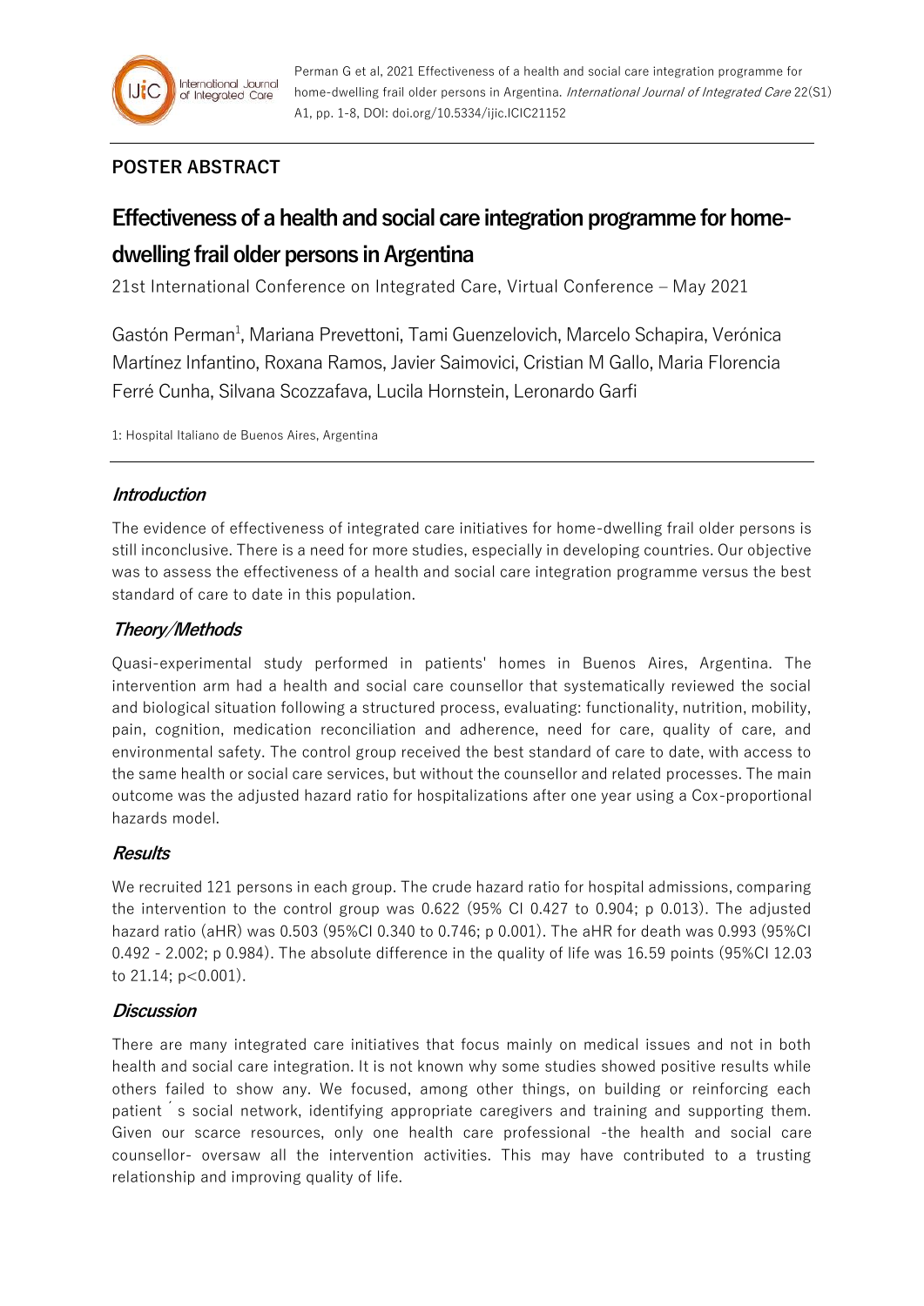## POSTER ABSTRACT

# Effectiveness of a health and social care integration programme for home-dwelling frail older persons in Argentina

21st International Conference on Integrated Care, Virtual Conference – May 2021

Gastón Perman[1], Mariana Prevettoni, Tami Guenzelovich, Marcelo Schapira, Verónica Martínez Infantino, Roxana Ramos, Javier Saimovici, Cristian M Gallo, Maria Florencia Ferré Cunha, Silvana Scozzafava, Lucila Hornstein, Leronardo Garfi

1: Hospital Italiano de Buenos Aires, Argentina

### *Introduction*

The evidence of effectiveness of integrated care initiatives for home-dwelling frail older persons is still inconclusive. There is a need for more studies, especially in developing countries. Our objective was to assess the effectiveness of a health and social care integration programme versus the best standard of care to date in this population.

### *Theory/Methods*

Quasi-experimental study performed in patients' homes in Buenos Aires, Argentina. The intervention arm had a health and social care counsellor that systematically reviewed the social and biological situation following a structured process, evaluating: functionality, nutrition, mobility, pain, cognition, medication reconciliation and adherence, need for care, quality of care, and environmental safety. The control group received the best standard of care to date, with access to the same health or social care services, but without the counsellor and related processes. The main outcome was the adjusted hazard ratio for hospitalizations after one year using a Cox-proportional hazards model.

### *Results*

We recruited 121 persons in each group. The crude hazard ratio for hospital admissions, comparing the intervention to the control group was 0.622 (95% CI 0.427 to 0.904; p 0.013). The adjusted hazard ratio (aHR) was 0.503 (95%CI 0.340 to 0.746; p 0.001). The aHR for death was 0.993 (95%CI 0.492 - 2.002; p 0.984). The absolute difference in the quality of life was 16.59 points (95%CI 12.03 to 21.14; p<0.001).

### *Discussion*

There are many integrated care initiatives that focus mainly on medical issues and not in both health and social care integration. It is not known why some studies showed positive results while others failed to show any. We focused, among other things, on building or reinforcing each patient´s social network, identifying appropriate caregivers and training and supporting them. Given our scarce resources, only one health care professional -the health and social care counsellor- oversaw all the intervention activities. This may have contributed to a trusting relationship and improving quality of life.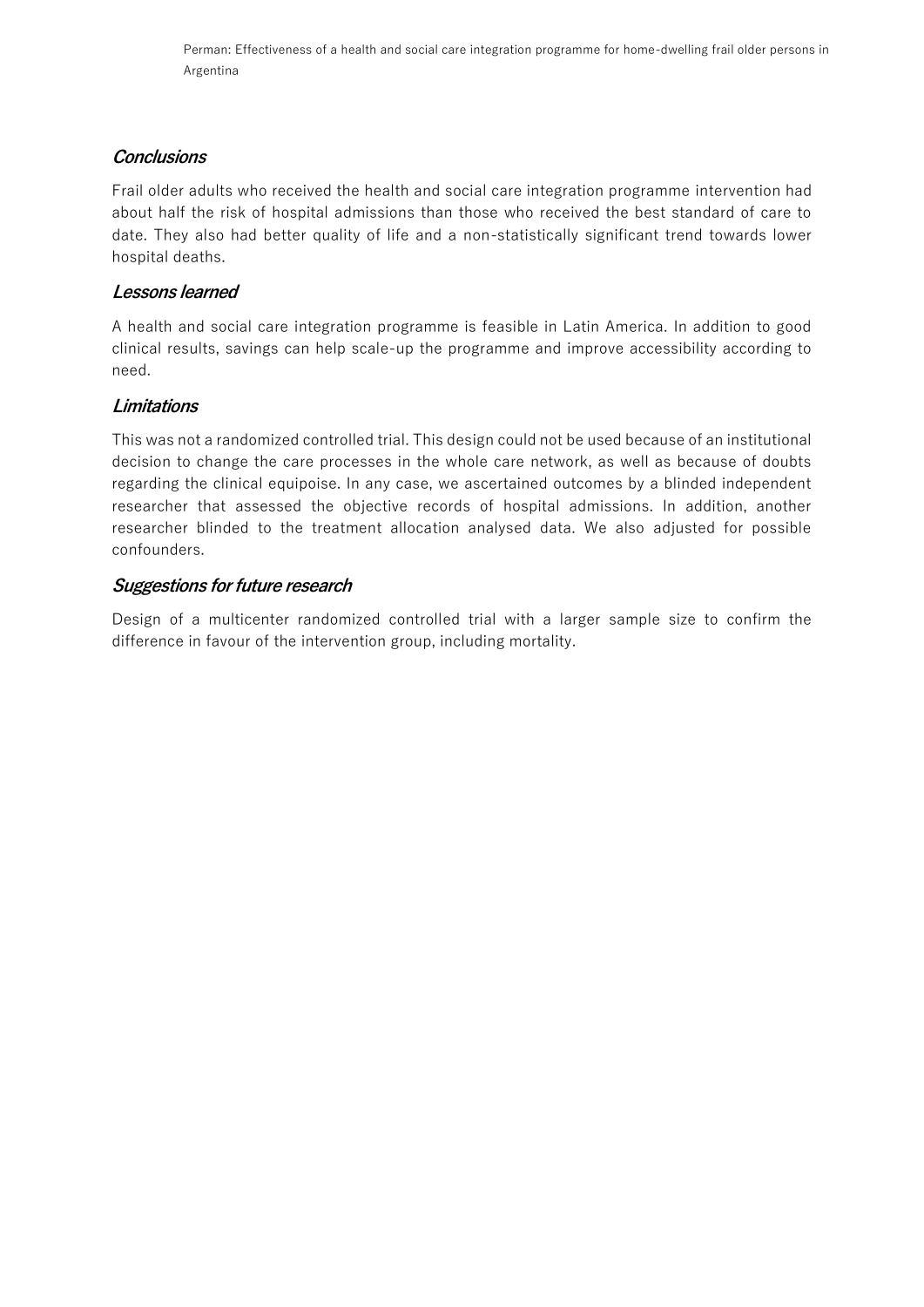### *Conclusions*

Frail older adults who received the health and social care integration programme intervention had about half the risk of hospital admissions than those who received the best standard of care to date. They also had better quality of life and a non-statistically significant trend towards lower hospital deaths.

### *Lessons learned*

A health and social care integration programme is feasible in Latin America. In addition to good clinical results, savings can help scale-up the programme and improve accessibility according to need.

### *Limitations*

This was not a randomized controlled trial. This design could not be used because of an institutional decision to change the care processes in the whole care network, as well as because of doubts regarding the clinical equipoise. In any case, we ascertained outcomes by a blinded independent researcher that assessed the objective records of hospital admissions. In addition, another researcher blinded to the treatment allocation analysed data. We also adjusted for possible confounders.

### *Suggestions for future research*

Design of a multicenter randomized controlled trial with a larger sample size to confirm the difference in favour of the intervention group, including mortality.